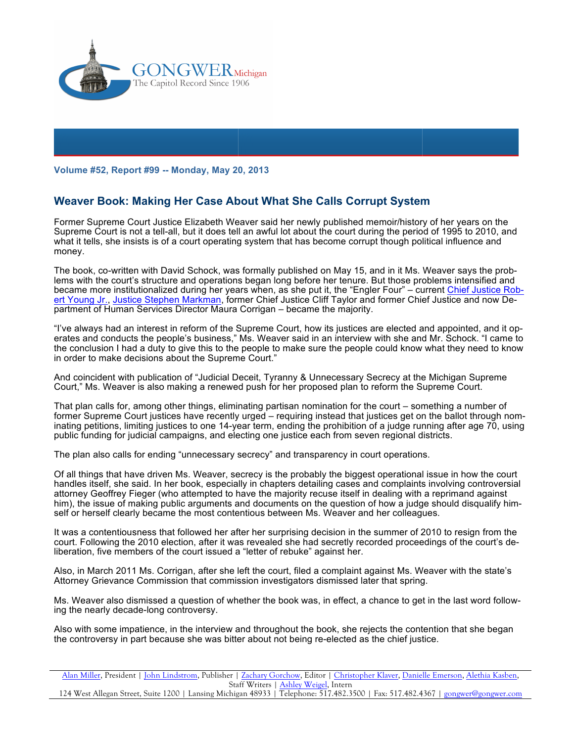GONGWER Michigan
The Capitol Record Since 1906

**Volume #52, Report #99 -- Monday, May 20, 2013**

## Weaver Book: Making Her Case About What She Calls Corrupt System

Former Supreme Court Justice Elizabeth Weaver said her newly published memoir/history of her years on the Supreme Court is not a tell-all, but it does tell an awful lot about the court during the period of 1995 to 2010, and what it tells, she insists is of a court operating system that has become corrupt though political influence and money.

The book, co-written with David Schock, was formally published on May 15, and in it Ms. Weaver says the problems with the court's structure and operations began long before her tenure. But those problems intensified and became more institutionalized during her years when, as she put it, the "Engler Four" – current Chief Justice Robert Young Jr., Justice Stephen Markman, former Chief Justice Cliff Taylor and former Chief Justice and now Department of Human Services Director Maura Corrigan – became the majority.

"I've always had an interest in reform of the Supreme Court, how its justices are elected and appointed, and it operates and conducts the people's business," Ms. Weaver said in an interview with she and Mr. Schock. "I came to the conclusion I had a duty to give this to the people to make sure the people could know what they need to know in order to make decisions about the Supreme Court."

And coincident with publication of "Judicial Deceit, Tyranny & Unnecessary Secrecy at the Michigan Supreme Court," Ms. Weaver is also making a renewed push for her proposed plan to reform the Supreme Court.

That plan calls for, among other things, eliminating partisan nomination for the court – something a number of former Supreme Court justices have recently urged – requiring instead that justices get on the ballot through nominating petitions, limiting justices to one 14-year term, ending the prohibition of a judge running after age 70, using public funding for judicial campaigns, and electing one justice each from seven regional districts.

The plan also calls for ending "unnecessary secrecy" and transparency in court operations.

Of all things that have driven Ms. Weaver, secrecy is the probably the biggest operational issue in how the court handles itself, she said. In her book, especially in chapters detailing cases and complaints involving controversial attorney Geoffrey Fieger (who attempted to have the majority recuse itself in dealing with a reprimand against him), the issue of making public arguments and documents on the question of how a judge should disqualify himself or herself clearly became the most contentious between Ms. Weaver and her colleagues.

It was a contentiousness that followed her after her surprising decision in the summer of 2010 to resign from the court. Following the 2010 election, after it was revealed she had secretly recorded proceedings of the court's deliberation, five members of the court issued a "letter of rebuke" against her.

Also, in March 2011 Ms. Corrigan, after she left the court, filed a complaint against Ms. Weaver with the state's Attorney Grievance Commission that commission investigators dismissed later that spring.

Ms. Weaver also dismissed a question of whether the book was, in effect, a chance to get in the last word following the nearly decade-long controversy.

Also with some impatience, in the interview and throughout the book, she rejects the contention that she began the controversy in part because she was bitter about not being re-elected as the chief justice.

Alan Miller, President | John Lindstrom, Publisher | Zachary Gorchow, Editor | Christopher Klaver, Danielle Emerson, Alethia Kasben, Staff Writers | Ashley Weigel, Intern
124 West Allegan Street, Suite 1200 | Lansing Michigan 48933 | Telephone: 517.482.3500 | Fax: 517.482.4367 | gongwer@gongwer.com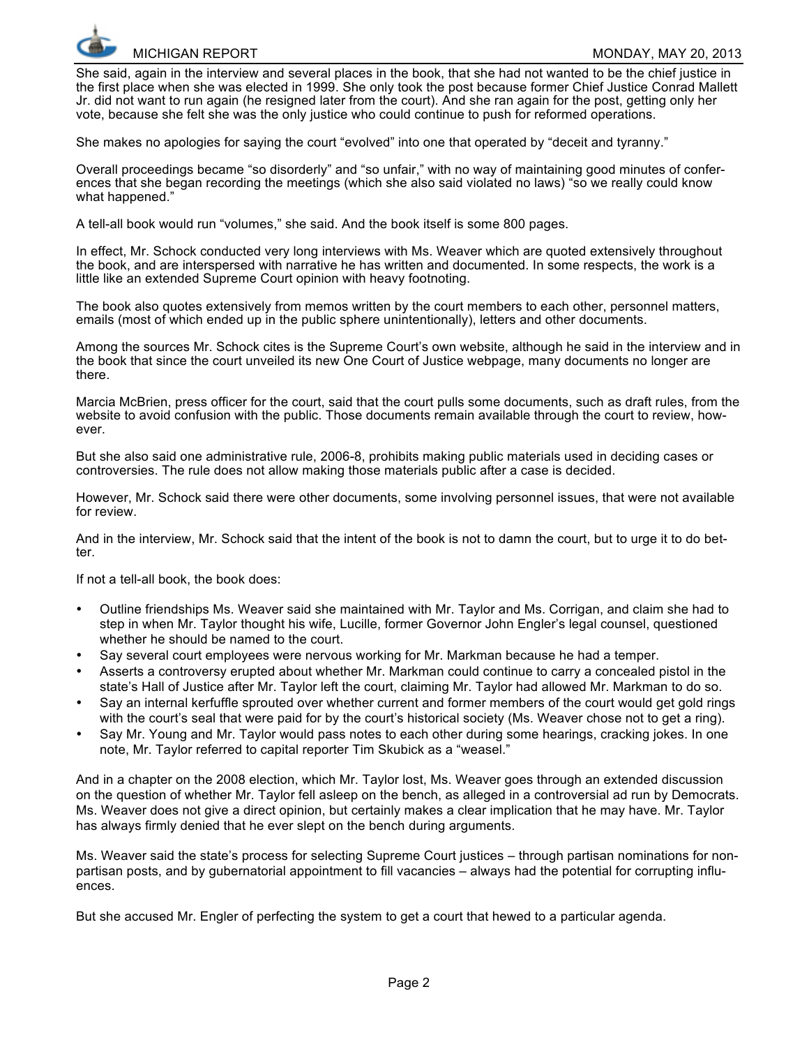She said, again in the interview and several places in the book, that she had not wanted to be the chief justice in the first place when she was elected in 1999. She only took the post because former Chief Justice Conrad Mallett Jr. did not want to run again (he resigned later from the court). And she ran again for the post, getting only her vote, because she felt she was the only justice who could continue to push for reformed operations.

She makes no apologies for saying the court "evolved" into one that operated by "deceit and tyranny."

Overall proceedings became "so disorderly" and "so unfair," with no way of maintaining good minutes of conferences that she began recording the meetings (which she also said violated no laws) "so we really could know what happened."

A tell-all book would run "volumes," she said. And the book itself is some 800 pages.

In effect, Mr. Schock conducted very long interviews with Ms. Weaver which are quoted extensively throughout the book, and are interspersed with narrative he has written and documented. In some respects, the work is a little like an extended Supreme Court opinion with heavy footnoting.

The book also quotes extensively from memos written by the court members to each other, personnel matters, emails (most of which ended up in the public sphere unintentionally), letters and other documents.

Among the sources Mr. Schock cites is the Supreme Court's own website, although he said in the interview and in the book that since the court unveiled its new One Court of Justice webpage, many documents no longer are there.

Marcia McBrien, press officer for the court, said that the court pulls some documents, such as draft rules, from the website to avoid confusion with the public. Those documents remain available through the court to review, however.

But she also said one administrative rule, 2006-8, prohibits making public materials used in deciding cases or controversies. The rule does not allow making those materials public after a case is decided.

However, Mr. Schock said there were other documents, some involving personnel issues, that were not available for review.

And in the interview, Mr. Schock said that the intent of the book is not to damn the court, but to urge it to do better.

If not a tell-all book, the book does:

- Outline friendships Ms. Weaver said she maintained with Mr. Taylor and Ms. Corrigan, and claim she had to step in when Mr. Taylor thought his wife, Lucille, former Governor John Engler's legal counsel, questioned whether he should be named to the court.
- Say several court employees were nervous working for Mr. Markman because he had a temper.
- Asserts a controversy erupted about whether Mr. Markman could continue to carry a concealed pistol in the state's Hall of Justice after Mr. Taylor left the court, claiming Mr. Taylor had allowed Mr. Markman to do so.
- Say an internal kerfuffle sprouted over whether current and former members of the court would get gold rings with the court's seal that were paid for by the court's historical society (Ms. Weaver chose not to get a ring).
- Say Mr. Young and Mr. Taylor would pass notes to each other during some hearings, cracking jokes. In one note, Mr. Taylor referred to capital reporter Tim Skubick as a "weasel."

And in a chapter on the 2008 election, which Mr. Taylor lost, Ms. Weaver goes through an extended discussion on the question of whether Mr. Taylor fell asleep on the bench, as alleged in a controversial ad run by Democrats. Ms. Weaver does not give a direct opinion, but certainly makes a clear implication that he may have. Mr. Taylor has always firmly denied that he ever slept on the bench during arguments.

Ms. Weaver said the state's process for selecting Supreme Court justices – through partisan nominations for nonpartisan posts, and by gubernatorial appointment to fill vacancies – always had the potential for corrupting influences.

But she accused Mr. Engler of perfecting the system to get a court that hewed to a particular agenda.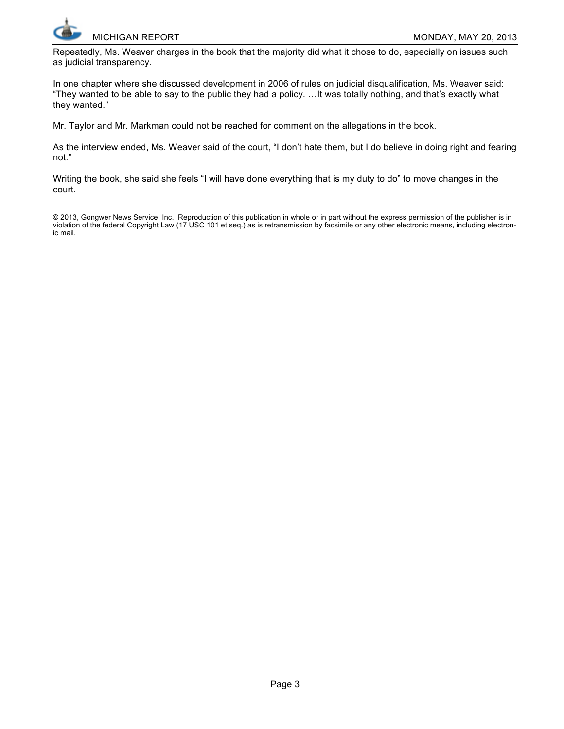Repeatedly, Ms. Weaver charges in the book that the majority did what it chose to do, especially on issues such as judicial transparency.

In one chapter where she discussed development in 2006 of rules on judicial disqualification, Ms. Weaver said: "They wanted to be able to say to the public they had a policy. …It was totally nothing, and that's exactly what they wanted."

Mr. Taylor and Mr. Markman could not be reached for comment on the allegations in the book.

As the interview ended, Ms. Weaver said of the court, "I don't hate them, but I do believe in doing right and fearing not."

Writing the book, she said she feels "I will have done everything that is my duty to do" to move changes in the court.

© 2013, Gongwer News Service, Inc. Reproduction of this publication in whole or in part without the express permission of the publisher is in violation of the federal Copyright Law (17 USC 101 et seq.) as is retransmission by facsimile or any other electronic means, including electronic mail.